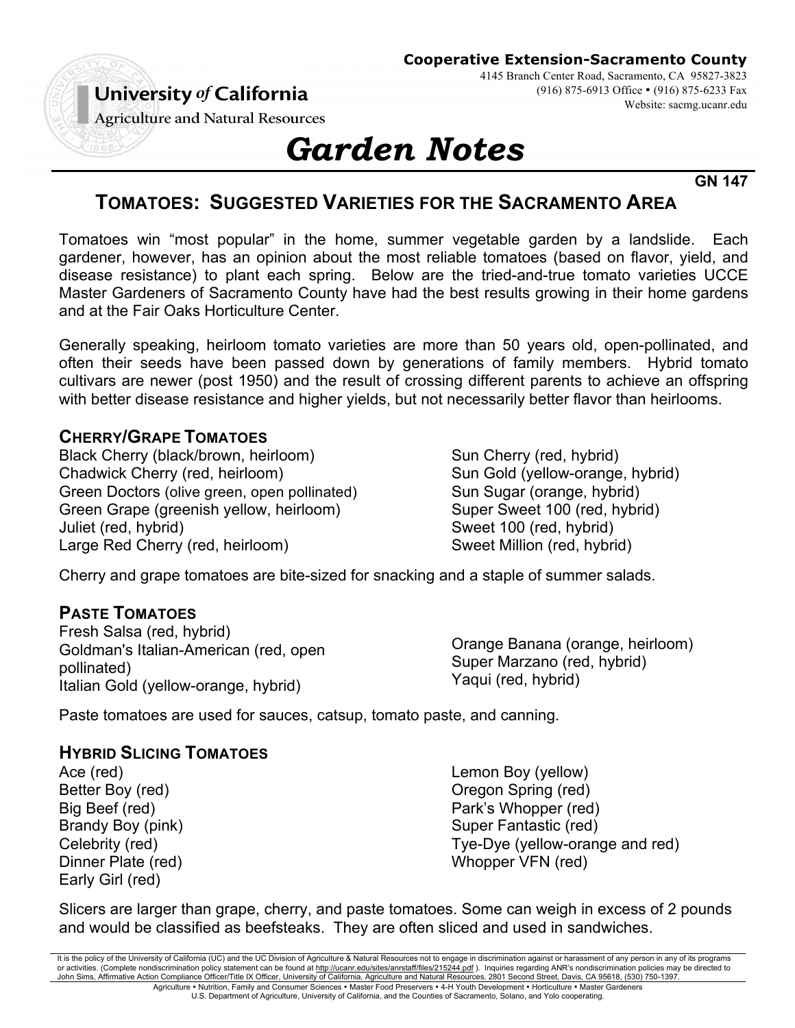**Cooperative Extension-Sacramento County**
4145 Branch Center Road, Sacramento, CA 95827-3823
(916) 875-6913 Office • (916) 875-6233 Fax
Website: sacmg.ucanr.edu

**University of California**
Agriculture and Natural Resources

# *Garden Notes*

**GN 147**

## TOMATOES: SUGGESTED VARIETIES FOR THE SACRAMENTO AREA

Tomatoes win "most popular" in the home, summer vegetable garden by a landslide. Each gardener, however, has an opinion about the most reliable tomatoes (based on flavor, yield, and disease resistance) to plant each spring. Below are the tried-and-true tomato varieties UCCE Master Gardeners of Sacramento County have had the best results growing in their home gardens and at the Fair Oaks Horticulture Center.

Generally speaking, heirloom tomato varieties are more than 50 years old, open-pollinated, and often their seeds have been passed down by generations of family members. Hybrid tomato cultivars are newer (post 1950) and the result of crossing different parents to achieve an offspring with better disease resistance and higher yields, but not necessarily better flavor than heirlooms.

### CHERRY/GRAPE TOMATOES

Black Cherry (black/brown, heirloom)
Chadwick Cherry (red, heirloom)
Green Doctors (olive green, open pollinated)
Green Grape (greenish yellow, heirloom)
Juliet (red, hybrid)
Large Red Cherry (red, heirloom)
Sun Cherry (red, hybrid)
Sun Gold (yellow-orange, hybrid)
Sun Sugar (orange, hybrid)
Super Sweet 100 (red, hybrid)
Sweet 100 (red, hybrid)
Sweet Million (red, hybrid)

Cherry and grape tomatoes are bite-sized for snacking and a staple of summer salads.

### PASTE TOMATOES

Fresh Salsa (red, hybrid)
Goldman's Italian-American (red, open pollinated)
Italian Gold (yellow-orange, hybrid)
Orange Banana (orange, heirloom)
Super Marzano (red, hybrid)
Yaqui (red, hybrid)

Paste tomatoes are used for sauces, catsup, tomato paste, and canning.

### HYBRID SLICING TOMATOES

Ace (red)
Better Boy (red)
Big Beef (red)
Brandy Boy (pink)
Celebrity (red)
Dinner Plate (red)
Early Girl (red)
Lemon Boy (yellow)
Oregon Spring (red)
Park's Whopper (red)
Super Fantastic (red)
Tye-Dye (yellow-orange and red)
Whopper VFN (red)

Slicers are larger than grape, cherry, and paste tomatoes. Some can weigh in excess of 2 pounds and would be classified as beefsteaks. They are often sliced and used in sandwiches.

It is the policy of the University of California (UC) and the UC Division of Agriculture & Natural Resources not to engage in discrimination against or harassment of any person in any of its programs or activities. (Complete nondiscrimination policy statement can be found at http://ucanr.edu/sites/anrstaff/files/215244.pdf ). Inquiries regarding ANR's nondiscrimination policies may be directed to John Sims, Affirmative Action Compliance Officer/Title IX Officer, University of California, Agriculture and Natural Resources, 2801 Second Street, Davis, CA 95618, (530) 750-1397.

Agriculture • Nutrition, Family and Consumer Sciences • Master Food Preservers • 4-H Youth Development • Horticulture • Master Gardeners
U.S. Department of Agriculture, University of California, and the Counties of Sacramento, Solano, and Yolo cooperating.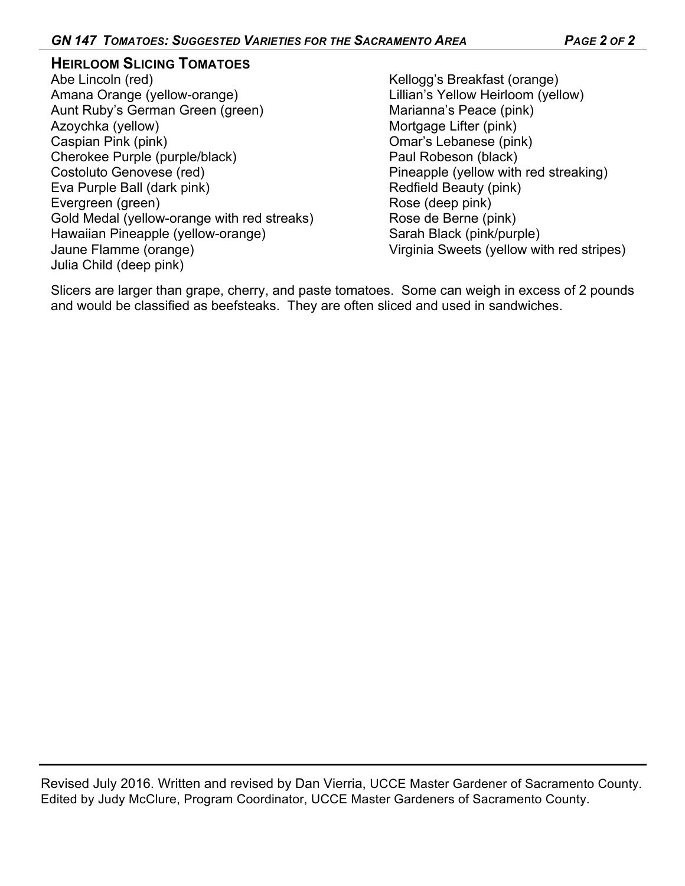## HEIRLOOM SLICING TOMATOES

- Abe Lincoln (red)
- Amana Orange (yellow-orange)
- Aunt Ruby's German Green (green)
- Azoychka (yellow)
- Caspian Pink (pink)
- Cherokee Purple (purple/black)
- Costoluto Genovese (red)
- Eva Purple Ball (dark pink)
- Evergreen (green)
- Gold Medal (yellow-orange with red streaks)
- Hawaiian Pineapple (yellow-orange)
- Jaune Flamme (orange)
- Julia Child (deep pink)
- Kellogg's Breakfast (orange)
- Lillian's Yellow Heirloom (yellow)
- Marianna's Peace (pink)
- Mortgage Lifter (pink)
- Omar's Lebanese (pink)
- Paul Robeson (black)
- Pineapple (yellow with red streaking)
- Redfield Beauty (pink)
- Rose (deep pink)
- Rose de Berne (pink)
- Sarah Black (pink/purple)
- Virginia Sweets (yellow with red stripes)

Slicers are larger than grape, cherry, and paste tomatoes. Some can weigh in excess of 2 pounds and would be classified as beefsteaks. They are often sliced and used in sandwiches.

---

Revised July 2016. Written and revised by Dan Vierria, UCCE Master Gardener of Sacramento County. Edited by Judy McClure, Program Coordinator, UCCE Master Gardeners of Sacramento County.